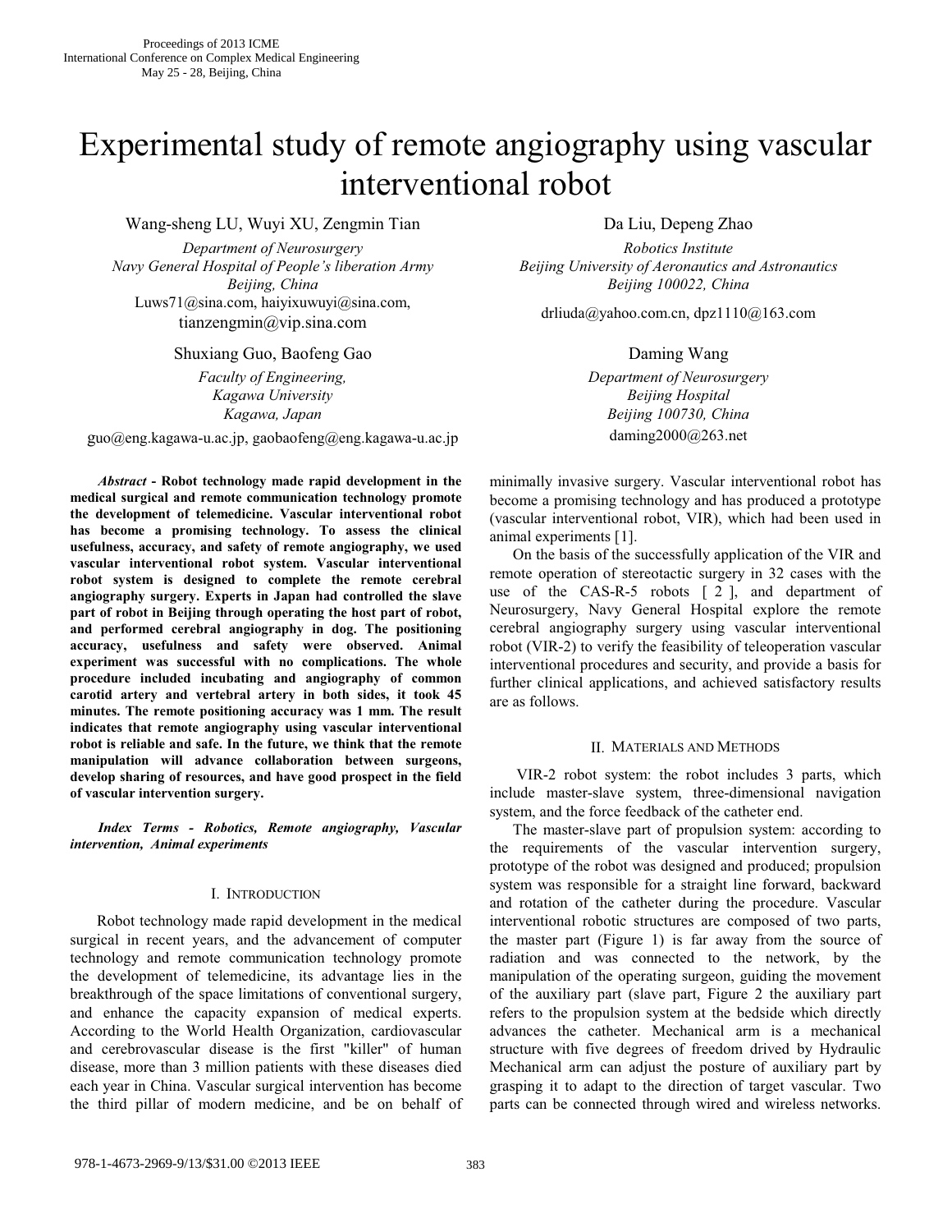# Experimental study of remote angiography using vascular interventional robot

Wang-sheng LU, Wuyi XU, Zengmin Tian

*Department of Neurosurgery*
*Navy General Hospital of People's liberation Army*
*Beijing, China*
Luws71@sina.com, haiyixuwuyi@sina.com, tianzengmin@vip.sina.com

Da Liu, Depeng Zhao

*Robotics Institute*
*Beijing University of Aeronautics and Astronautics*
*Beijing 100022, China*
drliuda@yahoo.com.cn, dpz1110@163.com

Shuxiang Guo, Baofeng Gao

*Faculty of Engineering,*
*Kagawa University*
*Kagawa, Japan*
guo@eng.kagawa-u.ac.jp, gaobaofeng@eng.kagawa-u.ac.jp

Daming Wang

*Department of Neurosurgery*
*Beijing Hospital*
*Beijing 100730, China*
daming2000@263.net

***Abstract* - Robot technology made rapid development in the medical surgical and remote communication technology promote the development of telemedicine. Vascular interventional robot has become a promising technology. To assess the clinical usefulness, accuracy, and safety of remote angiography, we used vascular interventional robot system. Vascular interventional robot system is designed to complete the remote cerebral angiography surgery. Experts in Japan had controlled the slave part of robot in Beijing through operating the host part of robot, and performed cerebral angiography in dog. The positioning accuracy, usefulness and safety were observed. Animal experiment was successful with no complications. The whole procedure included incubating and angiography of common carotid artery and vertebral artery in both sides, it took 45 minutes. The remote positioning accuracy was 1 mm. The result indicates that remote angiography using vascular interventional robot is reliable and safe. In the future, we think that the remote manipulation will advance collaboration between surgeons, develop sharing of resources, and have good prospect in the field of vascular intervention surgery.**

***Index Terms* - *Robotics, Remote angiography, Vascular intervention, Animal experiments***

## I. Introduction

Robot technology made rapid development in the medical surgical in recent years, and the advancement of computer technology and remote communication technology promote the development of telemedicine, its advantage lies in the breakthrough of the space limitations of conventional surgery, and enhance the capacity expansion of medical experts. According to the World Health Organization, cardiovascular and cerebrovascular disease is the first "killer" of human disease, more than 3 million patients with these diseases died each year in China. Vascular surgical intervention has become the third pillar of modern medicine, and be on behalf of minimally invasive surgery. Vascular interventional robot has become a promising technology and has produced a prototype (vascular interventional robot, VIR), which had been used in animal experiments [1].

On the basis of the successfully application of the VIR and remote operation of stereotactic surgery in 32 cases with the use of the CAS-R-5 robots [ 2 ], and department of Neurosurgery, Navy General Hospital explore the remote cerebral angiography surgery using vascular interventional robot (VIR-2) to verify the feasibility of teleoperation vascular interventional procedures and security, and provide a basis for further clinical applications, and achieved satisfactory results are as follows.

## II. Materials and Methods

VIR-2 robot system: the robot includes 3 parts, which include master-slave system, three-dimensional navigation system, and the force feedback of the catheter end.

The master-slave part of propulsion system: according to the requirements of the vascular intervention surgery, prototype of the robot was designed and produced; propulsion system was responsible for a straight line forward, backward and rotation of the catheter during the procedure. Vascular interventional robotic structures are composed of two parts, the master part (Figure 1) is far away from the source of radiation and was connected to the network, by the manipulation of the operating surgeon, guiding the movement of the auxiliary part (slave part, Figure 2 the auxiliary part refers to the propulsion system at the bedside which directly advances the catheter. Mechanical arm is a mechanical structure with five degrees of freedom drived by Hydraulic Mechanical arm can adjust the posture of auxiliary part by grasping it to adapt to the direction of target vascular. Two parts can be connected through wired and wireless networks.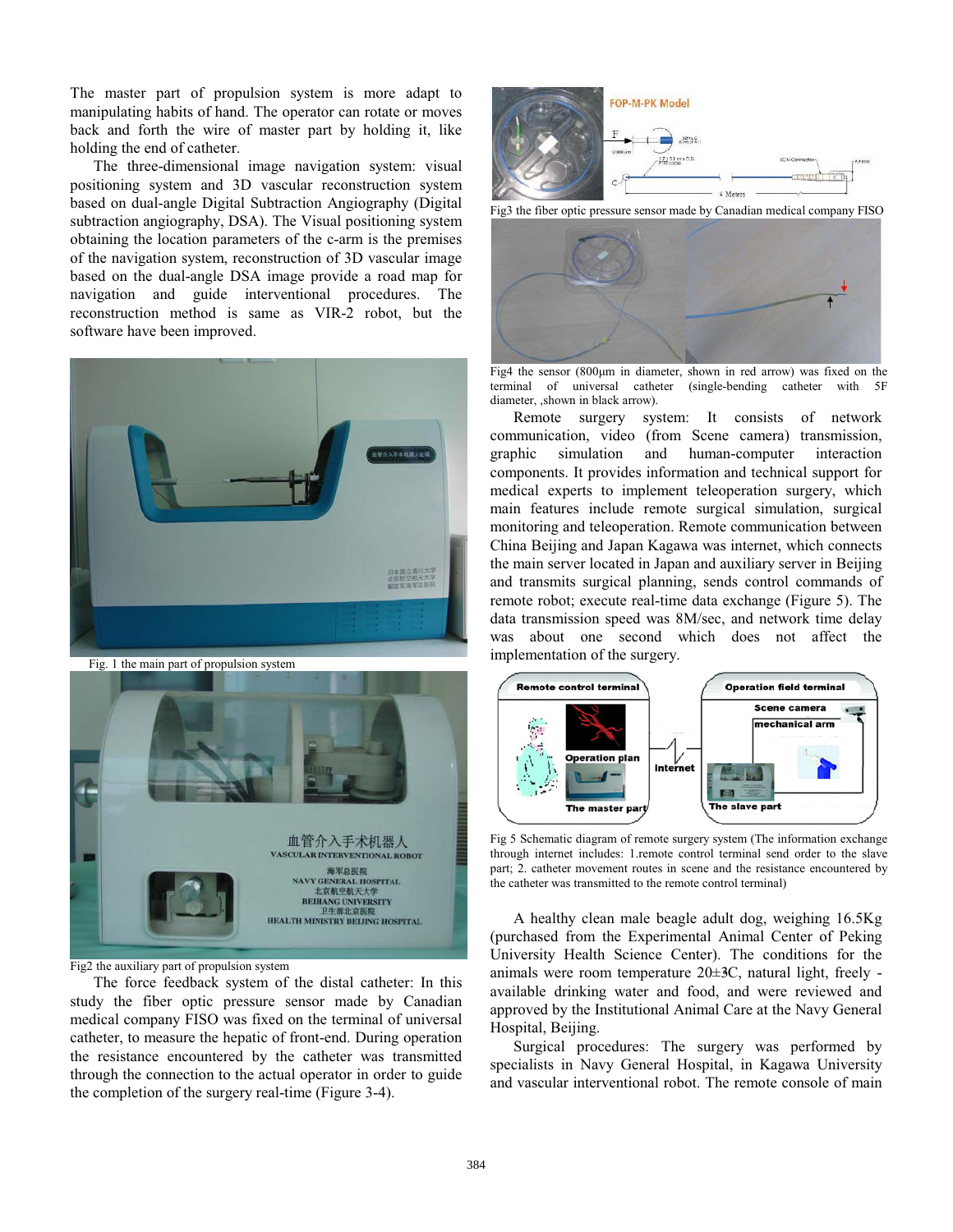The master part of propulsion system is more adapt to manipulating habits of hand. The operator can rotate or moves back and forth the wire of master part by holding it, like holding the end of catheter.

The three-dimensional image navigation system: visual positioning system and 3D vascular reconstruction system based on dual-angle Digital Subtraction Angiography (Digital subtraction angiography, DSA). The Visual positioning system obtaining the location parameters of the c-arm is the premises of the navigation system, reconstruction of 3D vascular image based on the dual-angle DSA image provide a road map for navigation and guide interventional procedures. The reconstruction method is same as VIR-2 robot, but the software have been improved.

Fig. 1 the main part of propulsion system

Fig2 the auxiliary part of propulsion system

The force feedback system of the distal catheter: In this study the fiber optic pressure sensor made by Canadian medical company FISO was fixed on the terminal of universal catheter, to measure the hepatic of front-end. During operation the resistance encountered by the catheter was transmitted through the connection to the actual operator in order to guide the completion of the surgery real-time (Figure 3-4).

Fig3 the fiber optic pressure sensor made by Canadian medical company FISO

Fig4 the sensor (800μm in diameter, shown in red arrow) was fixed on the terminal of universal catheter (single-bending catheter with 5F diameter, ,shown in black arrow).

Remote surgery system: It consists of network communication, video (from Scene camera) transmission, graphic simulation and human-computer interaction components. It provides information and technical support for medical experts to implement teleoperation surgery, which main features include remote surgical simulation, surgical monitoring and teleoperation. Remote communication between China Beijing and Japan Kagawa was internet, which connects the main server located in Japan and auxiliary server in Beijing and transmits surgical planning, sends control commands of remote robot; execute real-time data exchange (Figure 5). The data transmission speed was 8M/sec, and network time delay was about one second which does not affect the implementation of the surgery.

Fig 5 Schematic diagram of remote surgery system (The information exchange through internet includes: 1.remote control terminal send order to the slave part; 2. catheter movement routes in scene and the resistance encountered by the catheter was transmitted to the remote control terminal)

A healthy clean male beagle adult dog, weighing 16.5Kg (purchased from the Experimental Animal Center of Peking University Health Science Center). The conditions for the animals were room temperature 20±3C, natural light, freely - available drinking water and food, and were reviewed and approved by the Institutional Animal Care at the Navy General Hospital, Beijing.

Surgical procedures: The surgery was performed by specialists in Navy General Hospital, in Kagawa University and vascular interventional robot. The remote console of main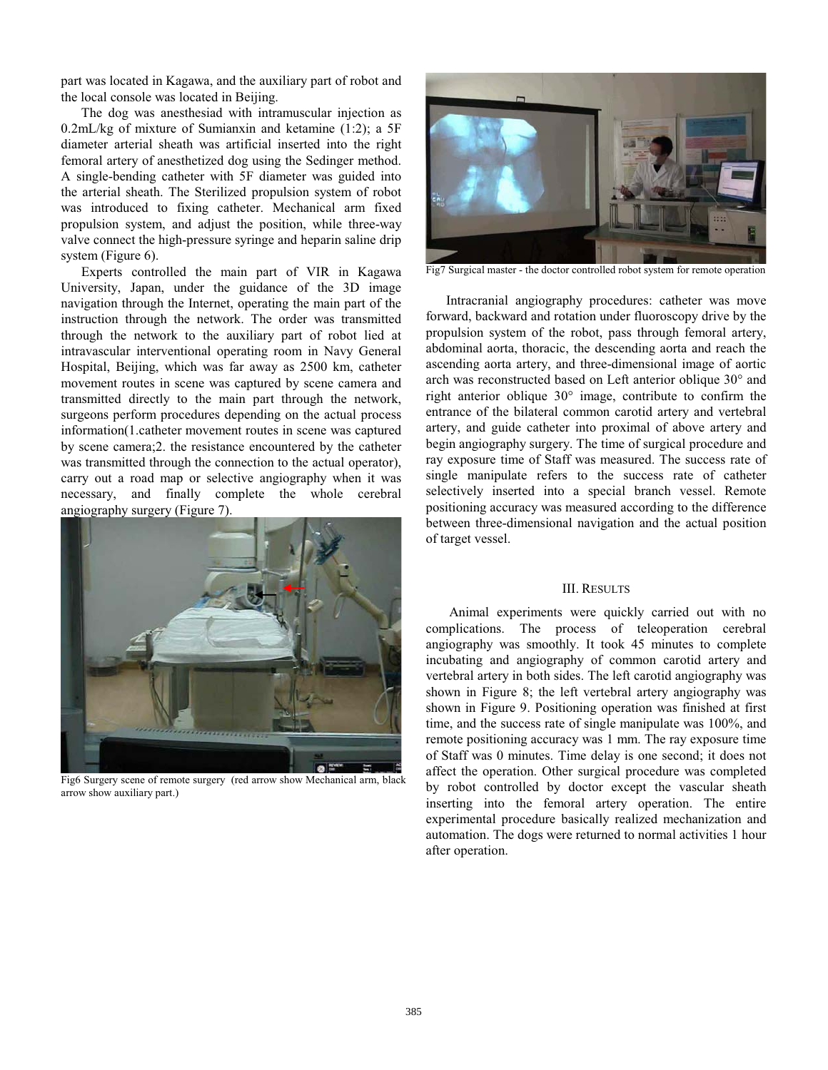part was located in Kagawa, and the auxiliary part of robot and the local console was located in Beijing.

The dog was anesthesiad with intramuscular injection as 0.2mL/kg of mixture of Sumianxin and ketamine (1:2); a 5F diameter arterial sheath was artificial inserted into the right femoral artery of anesthetized dog using the Sedinger method. A single-bending catheter with 5F diameter was guided into the arterial sheath. The Sterilized propulsion system of robot was introduced to fixing catheter. Mechanical arm fixed propulsion system, and adjust the position, while three-way valve connect the high-pressure syringe and heparin saline drip system (Figure 6).

Experts controlled the main part of VIR in Kagawa University, Japan, under the guidance of the 3D image navigation through the Internet, operating the main part of the instruction through the network. The order was transmitted through the network to the auxiliary part of robot lied at intravascular interventional operating room in Navy General Hospital, Beijing, which was far away as 2500 km, catheter movement routes in scene was captured by scene camera and transmitted directly to the main part through the network, surgeons perform procedures depending on the actual process information(1.catheter movement routes in scene was captured by scene camera;2. the resistance encountered by the catheter was transmitted through the connection to the actual operator), carry out a road map or selective angiography when it was necessary, and finally complete the whole cerebral angiography surgery (Figure 7).

Fig6 Surgery scene of remote surgery (red arrow show Mechanical arm, black arrow show auxiliary part.)

Fig7 Surgical master - the doctor controlled robot system for remote operation

Intracranial angiography procedures: catheter was move forward, backward and rotation under fluoroscopy drive by the propulsion system of the robot, pass through femoral artery, abdominal aorta, thoracic, the descending aorta and reach the ascending aorta artery, and three-dimensional image of aortic arch was reconstructed based on Left anterior oblique 30° and right anterior oblique 30° image, contribute to confirm the entrance of the bilateral common carotid artery and vertebral artery, and guide catheter into proximal of above artery and begin angiography surgery. The time of surgical procedure and ray exposure time of Staff was measured. The success rate of single manipulate refers to the success rate of catheter selectively inserted into a special branch vessel. Remote positioning accuracy was measured according to the difference between three-dimensional navigation and the actual position of target vessel.

## III. RESULTS

Animal experiments were quickly carried out with no complications. The process of teleoperation cerebral angiography was smoothly. It took 45 minutes to complete incubating and angiography of common carotid artery and vertebral artery in both sides. The left carotid angiography was shown in Figure 8; the left vertebral artery angiography was shown in Figure 9. Positioning operation was finished at first time, and the success rate of single manipulate was 100%, and remote positioning accuracy was 1 mm. The ray exposure time of Staff was 0 minutes. Time delay is one second; it does not affect the operation. Other surgical procedure was completed by robot controlled by doctor except the vascular sheath inserting into the femoral artery operation. The entire experimental procedure basically realized mechanization and automation. The dogs were returned to normal activities 1 hour after operation.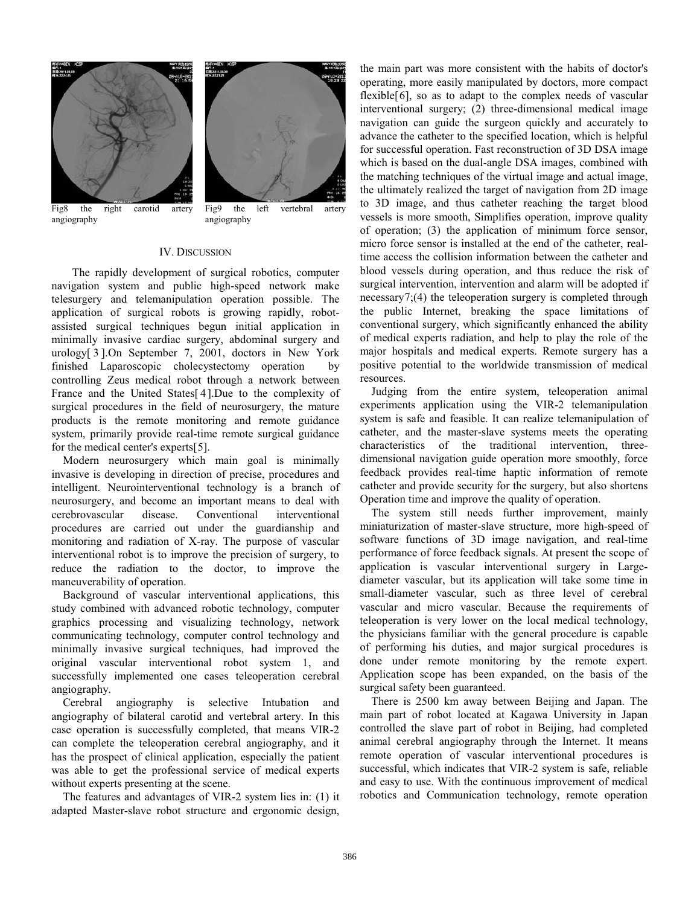Fig8 the right carotid artery angiography

Fig9 the left vertebral artery angiography

## IV. DISCUSSION

The rapidly development of surgical robotics, computer navigation system and public high-speed network make telesurgery and telemanipulation operation possible. The application of surgical robots is growing rapidly, robot-assisted surgical techniques begun initial application in minimally invasive cardiac surgery, abdominal surgery and urology[3].On September 7, 2001, doctors in New York finished Laparoscopic cholecystectomy operation by controlling Zeus medical robot through a network between France and the United States[4].Due to the complexity of surgical procedures in the field of neurosurgery, the mature products is the remote monitoring and remote guidance system, primarily provide real-time remote surgical guidance for the medical center's experts[5].

Modern neurosurgery which main goal is minimally invasive is developing in direction of precise, procedures and intelligent. Neurointerventional technology is a branch of neurosurgery, and become an important means to deal with cerebrovascular disease. Conventional interventional procedures are carried out under the guardianship and monitoring and radiation of X-ray. The purpose of vascular interventional robot is to improve the precision of surgery, to reduce the radiation to the doctor, to improve the maneuverability of operation.

Background of vascular interventional applications, this study combined with advanced robotic technology, computer graphics processing and visualizing technology, network communicating technology, computer control technology and minimally invasive surgical techniques, had improved the original vascular interventional robot system 1, and successfully implemented one cases teleoperation cerebral angiography.

Cerebral angiography is selective Intubation and angiography of bilateral carotid and vertebral artery. In this case operation is successfully completed, that means VIR-2 can complete the teleoperation cerebral angiography, and it has the prospect of clinical application, especially the patient was able to get the professional service of medical experts without experts presenting at the scene.

The features and advantages of VIR-2 system lies in: (1) it adapted Master-slave robot structure and ergonomic design, the main part was more consistent with the habits of doctor's operating, more easily manipulated by doctors, more compact flexible[6], so as to adapt to the complex needs of vascular interventional surgery; (2) three-dimensional medical image navigation can guide the surgeon quickly and accurately to advance the catheter to the specified location, which is helpful for successful operation. Fast reconstruction of 3D DSA image which is based on the dual-angle DSA images, combined with the matching techniques of the virtual image and actual image, the ultimately realized the target of navigation from 2D image to 3D image, and thus catheter reaching the target blood vessels is more smooth, Simplifies operation, improve quality of operation; (3) the application of minimum force sensor, micro force sensor is installed at the end of the catheter, real-time access the collision information between the catheter and blood vessels during operation, and thus reduce the risk of surgical intervention, intervention and alarm will be adopted if necessary7;(4) the teleoperation surgery is completed through the public Internet, breaking the space limitations of conventional surgery, which significantly enhanced the ability of medical experts radiation, and help to play the role of the major hospitals and medical experts. Remote surgery has a positive potential to the worldwide transmission of medical resources.

Judging from the entire system, teleoperation animal experiments application using the VIR-2 telemanipulation system is safe and feasible. It can realize telemanipulation of catheter, and the master-slave systems meets the operating characteristics of the traditional intervention, three-dimensional navigation guide operation more smoothly, force feedback provides real-time haptic information of remote catheter and provide security for the surgery, but also shortens Operation time and improve the quality of operation.

The system still needs further improvement, mainly miniaturization of master-slave structure, more high-speed of software functions of 3D image navigation, and real-time performance of force feedback signals. At present the scope of application is vascular interventional surgery in Large-diameter vascular, but its application will take some time in small-diameter vascular, such as three level of cerebral vascular and micro vascular. Because the requirements of teleoperation is very lower on the local medical technology, the physicians familiar with the general procedure is capable of performing his duties, and major surgical procedures is done under remote monitoring by the remote expert. Application scope has been expanded, on the basis of the surgical safety been guaranteed.

There is 2500 km away between Beijing and Japan. The main part of robot located at Kagawa University in Japan controlled the slave part of robot in Beijing, had completed animal cerebral angiography through the Internet. It means remote operation of vascular interventional procedures is successful, which indicates that VIR-2 system is safe, reliable and easy to use. With the continuous improvement of medical robotics and Communication technology, remote operation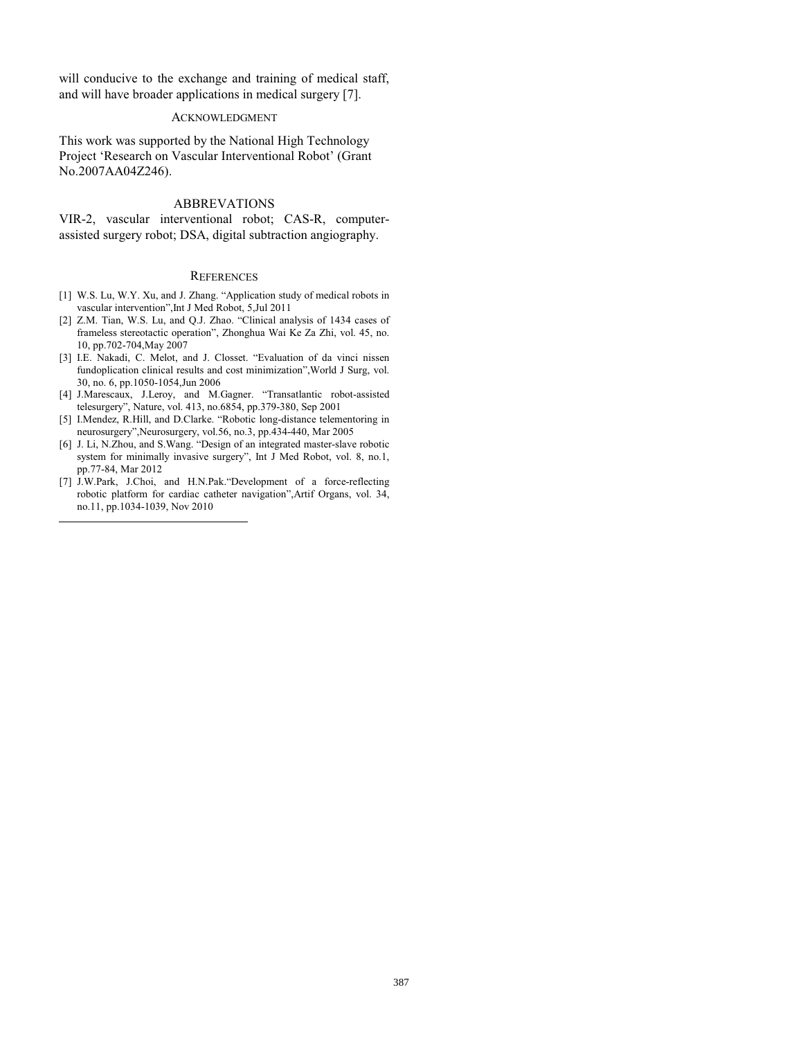will conducive to the exchange and training of medical staff, and will have broader applications in medical surgery [7].

## ACKNOWLEDGMENT

This work was supported by the National High Technology Project 'Research on Vascular Interventional Robot' (Grant No.2007AA04Z246).

## ABBREVATIONS

VIR-2, vascular interventional robot; CAS-R, computer-assisted surgery robot; DSA, digital subtraction angiography.

## REFERENCES

[1] W.S. Lu, W.Y. Xu, and J. Zhang. "Application study of medical robots in vascular intervention",Int J Med Robot, 5,Jul 2011

[2] Z.M. Tian, W.S. Lu, and Q.J. Zhao. "Clinical analysis of 1434 cases of frameless stereotactic operation", Zhonghua Wai Ke Za Zhi, vol. 45, no. 10, pp.702-704,May 2007

[3] I.E. Nakadi, C. Melot, and J. Closset. "Evaluation of da vinci nissen fundoplication clinical results and cost minimization",World J Surg, vol. 30, no. 6, pp.1050-1054,Jun 2006

[4] J.Marescaux, J.Leroy, and M.Gagner. "Transatlantic robot-assisted telesurgery", Nature, vol. 413, no.6854, pp.379-380, Sep 2001

[5] I.Mendez, R.Hill, and D.Clarke. "Robotic long-distance telementoring in neurosurgery",Neurosurgery, vol.56, no.3, pp.434-440, Mar 2005

[6] J. Li, N.Zhou, and S.Wang. "Design of an integrated master-slave robotic system for minimally invasive surgery", Int J Med Robot, vol. 8, no.1, pp.77-84, Mar 2012

[7] J.W.Park, J.Choi, and H.N.Pak."Development of a force-reflecting robotic platform for cardiac catheter navigation",Artif Organs, vol. 34, no.11, pp.1034-1039, Nov 2010